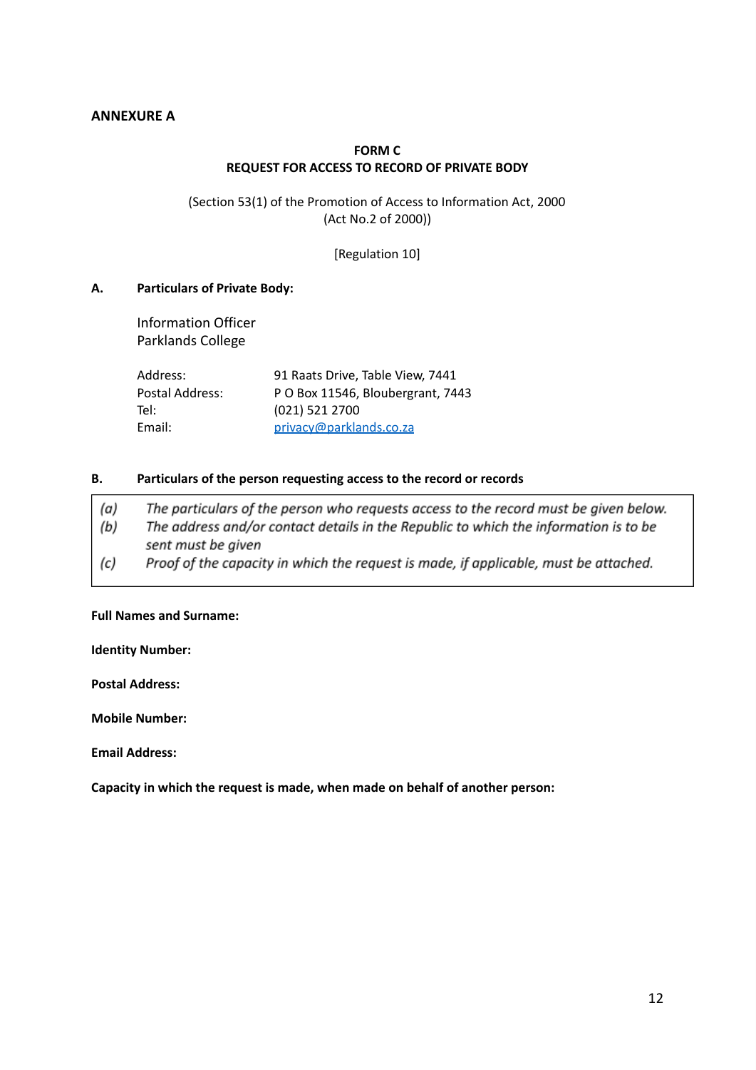**ANNEXURE A**

**FORM C**
**REQUEST FOR ACCESS TO RECORD OF PRIVATE BODY**

(Section 53(1) of the Promotion of Access to Information Act, 2000
(Act No.2 of 2000))

[Regulation 10]

**A. Particulars of Private Body:**

Information Officer
Parklands College

| | |
|---|---|
| Address: | 91 Raats Drive, Table View, 7441 |
| Postal Address: | P O Box 11546, Bloubergrant, 7443 |
| Tel: | (021) 521 2700 |
| Email: | privacy@parklands.co.za |

**B. Particulars of the person requesting access to the record or records**

*(a) The particulars of the person who requests access to the record must be given below.*
*(b) The address and/or contact details in the Republic to which the information is to be sent must be given*
*(c) Proof of the capacity in which the request is made, if applicable, must be attached.*

**Full Names and Surname:**

**Identity Number:**

**Postal Address:**

**Mobile Number:**

**Email Address:**

**Capacity in which the request is made, when made on behalf of another person:**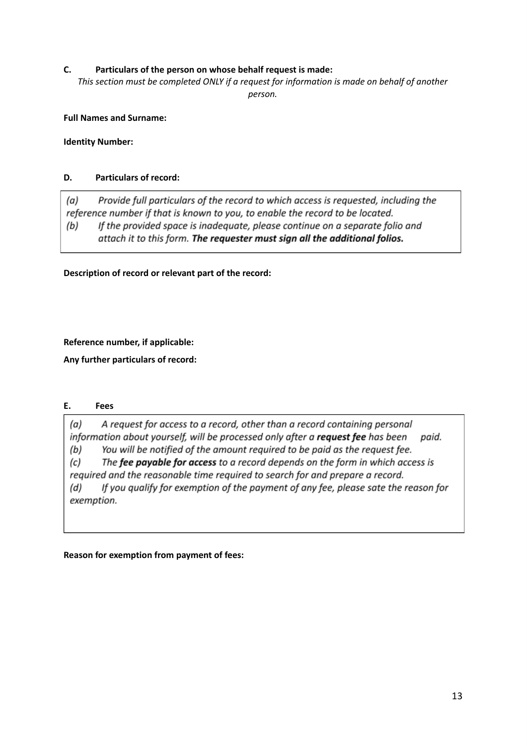**C. Particulars of the person on whose behalf request is made:**

*This section must be completed ONLY if a request for information is made on behalf of another person.*

**Full Names and Surname:**

**Identity Number:**

**D. Particulars of record:**

*(a) Provide full particulars of the record to which access is requested, including the reference number if that is known to you, to enable the record to be located.*

*(b) If the provided space is inadequate, please continue on a separate folio and attach it to this form.* ***The requester must sign all the additional folios.***

**Description of record or relevant part of the record:**

**Reference number, if applicable:**

**Any further particulars of record:**

**E. Fees**

*(a) A request for access to a record, other than a record containing personal information about yourself, will be processed only after a* ***request fee*** *has been paid.*

*(b) You will be notified of the amount required to be paid as the request fee.*

*(c) The* ***fee payable for access*** *to a record depends on the form in which access is required and the reasonable time required to search for and prepare a record.*

*(d) If you qualify for exemption of the payment of any fee, please sate the reason for exemption.*

**Reason for exemption from payment of fees:**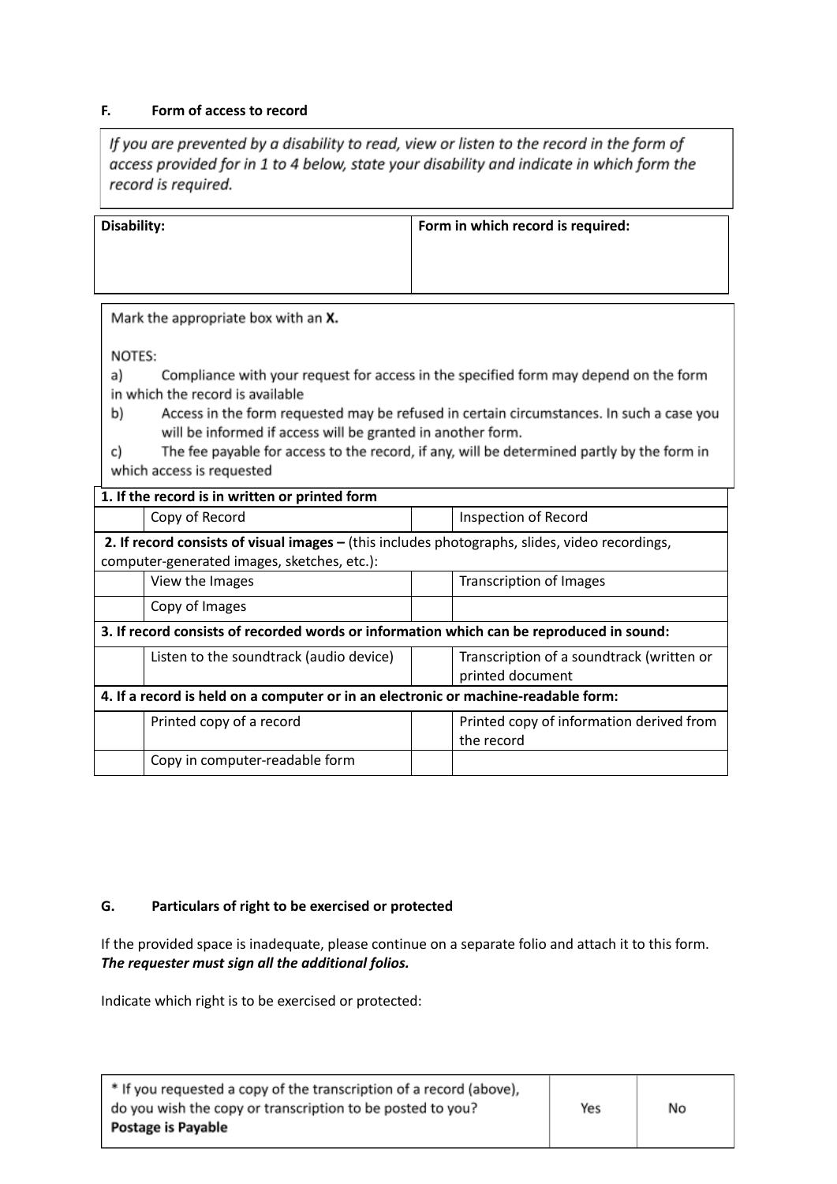**F. Form of access to record**

*If you are prevented by a disability to read, view or listen to the record in the form of access provided for in 1 to 4 below, state your disability and indicate in which form the record is required.*

| **Disability:** | **Form in which record is required:** |
|---|---|
| | |

Mark the appropriate box with an **X.**

NOTES:

a) Compliance with your request for access in the specified form may depend on the form in which the record is available

b) Access in the form requested may be refused in certain circumstances. In such a case you will be informed if access will be granted in another form.

c) The fee payable for access to the record, if any, will be determined partly by the form in which access is requested

| **1. If the record is in written or printed form** | | | |
|---|---|---|---|
| | Copy of Record | | Inspection of Record |
| **2. If record consists of visual images –** (this includes photographs, slides, video recordings, computer-generated images, sketches, etc.): | | | |
| | View the Images | | Transcription of Images |
| | Copy of Images | | |
| **3. If record consists of recorded words or information which can be reproduced in sound:** | | | |
| | Listen to the soundtrack (audio device) | | Transcription of a soundtrack (written or printed document |
| **4. If a record is held on a computer or in an electronic or machine-readable form:** | | | |
| | Printed copy of a record | | Printed copy of information derived from the record |
| | Copy in computer-readable form | | |

**G. Particulars of right to be exercised or protected**

If the provided space is inadequate, please continue on a separate folio and attach it to this form. ***The requester must sign all the additional folios.***

Indicate which right is to be exercised or protected:

| * If you requested a copy of the transcription of a record (above), do you wish the copy or transcription to be posted to you? **Postage is Payable** | Yes | No |
|---|---|---|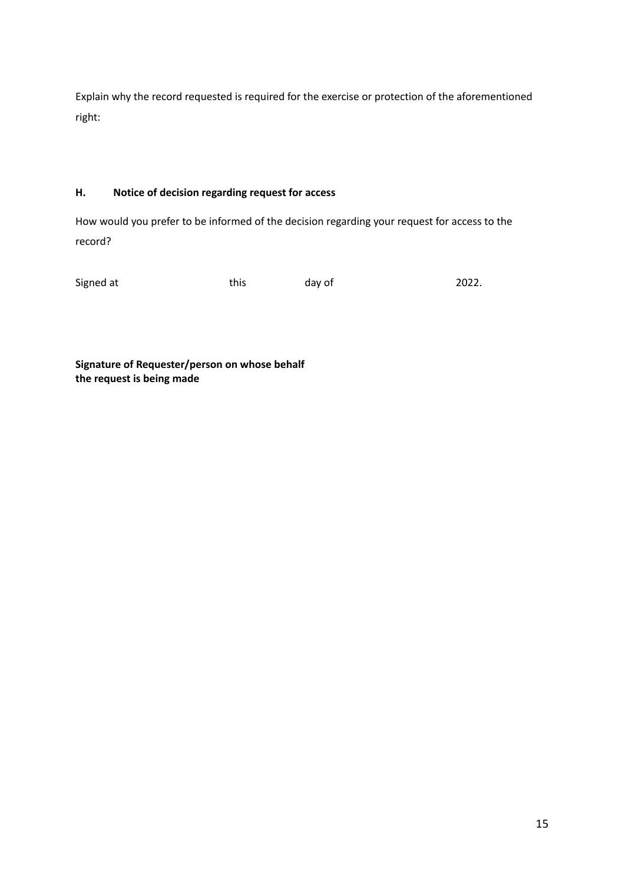Explain why the record requested is required for the exercise or protection of the aforementioned right:

### H. Notice of decision regarding request for access

How would you prefer to be informed of the decision regarding your request for access to the record?

Signed at this day of 2022.

**Signature of Requester/person on whose behalf the request is being made**